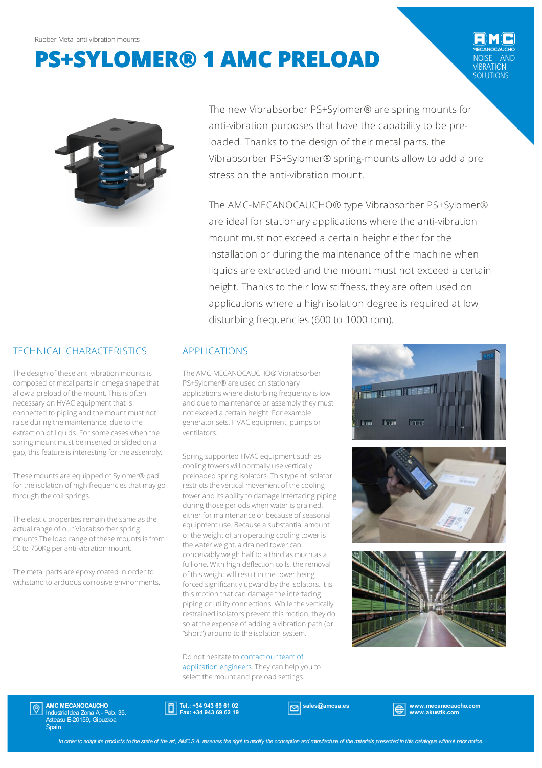Rubber Metal anti vibration mounts

# PS+SYLOMER® 1 AMC PRELOAD

The new Vibrabsorber PS+Sylomer® are spring mounts for anti-vibration purposes that have the capability to be pre-loaded. Thanks to the design of their metal parts, the Vibrabsorber PS+Sylomer® spring-mounts allow to add a pre stress on the anti-vibration mount.

The AMC-MECANOCAUCHO® type Vibrabsorber PS+Sylomer® are ideal for stationary applications where the anti-vibration mount must not exceed a certain height either for the installation or during the maintenance of the machine when liquids are extracted and the mount must not exceed a certain height. Thanks to their low stiffness, they are often used on applications where a high isolation degree is required at low disturbing frequencies (600 to 1000 rpm).

## TECHNICAL CHARACTERISTICS

The design of these anti vibration mounts is composed of metal parts in omega shape that allow a preload of the mount. This is often necessary on HVAC equipment that is connected to piping and the mount must not raise during the maintenance, due to the extraction of liquids. For some cases when the spring mount must be inserted or slided on a gap, this feature is interesting for the assembly.

These mounts are equipped of Sylomer® pad for the isolation of high frequencies that may go through the coil springs.

The elastic properties remain the same as the actual range of our Vibrabsorber spring mounts.The load range of these mounts is from 50 to 750Kg per anti-vibration mount.

The metal parts are epoxy coated in order to withstand to arduous corrosive environments.

## APPLICATIONS

The AMC-MECANOCAUCHO® Vibrabsorber PS+Sylomer® are used on stationary applications where disturbing frequency is low and due to maintenance or assembly they must not exceed a certain height. For example generator sets, HVAC equipment, pumps or ventilators.

Spring supported HVAC equipment such as cooling towers will normally use vertically preloaded spring isolators. This type of isolator restricts the vertical movement of the cooling tower and its ability to damage interfacing piping during those periods when water is drained, either for maintenance or because of seasonal equipment use. Because a substantial amount of the weight of an operating cooling tower is the water weight, a drained tower can conceivably weigh half to a third as much as a full one. With high deflection coils, the removal of this weight will result in the tower being forced significantly upward by the isolators. It is this motion that can damage the interfacing piping or utility connections. While the vertically restrained isolators prevent this motion, they do so at the expense of adding a vibration path (or "short") around to the isolation system.

Do not hesitate to contact our team of application engineers. They can help you to select the mount and preload settings.

**AMC MECANOCAUCHO**
Industrialdea Zona A - Pab. 35.
Asteasu E-20159, Gipuzkoa
Spain

**Tel.: +34 943 69 61 02**
**Fax: +34 943 69 62 19**

**sales@amcsa.es**

**www.mecanocaucho.com**
**www.akustik.com**

*In order to adapt its products to the state of the art, AMC S.A. reserves the right to modify the conception and manufacture of the materials presented in this catalogue without prior notice.*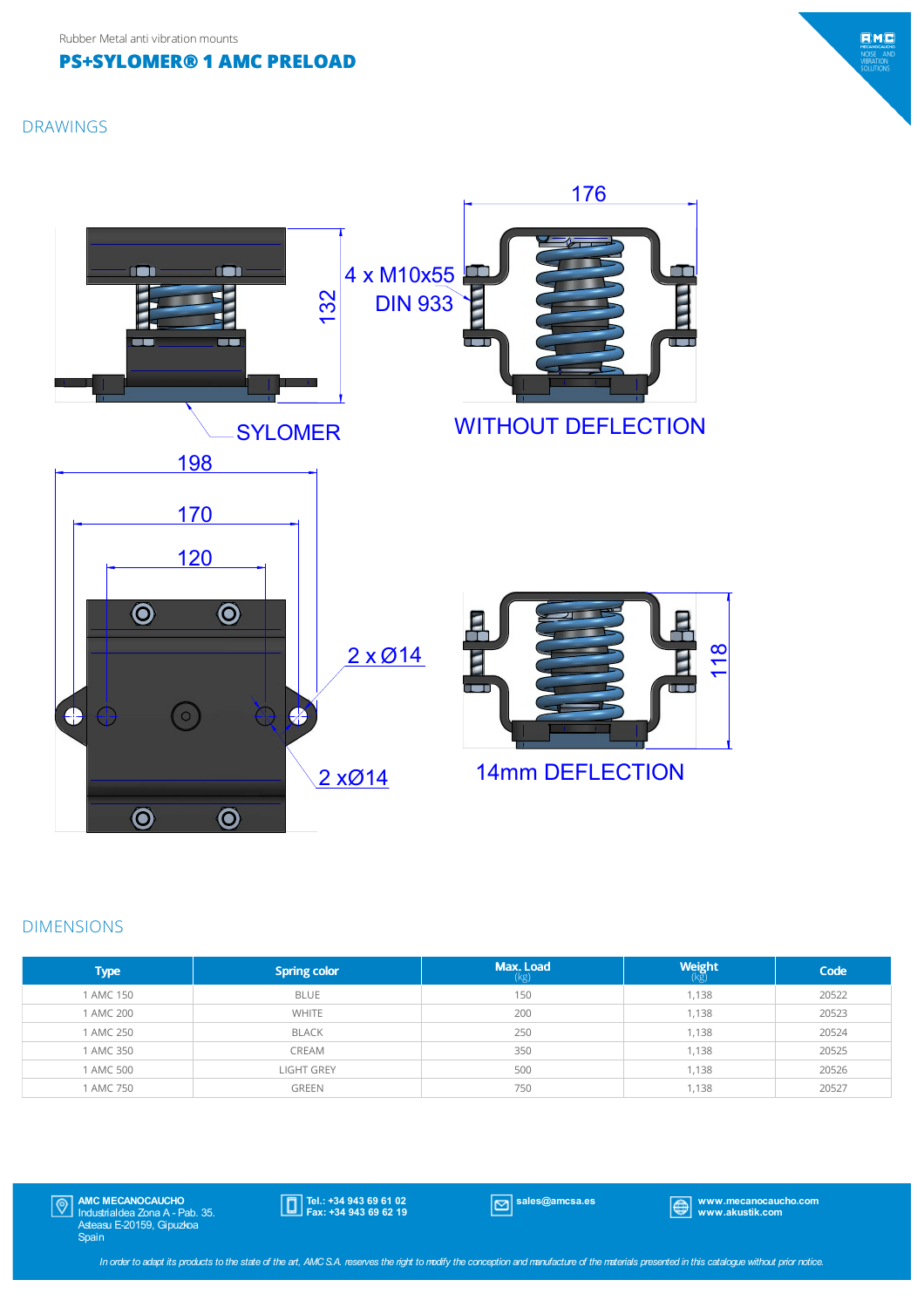Rubber Metal anti vibration mounts

# PS+SYLOMER® 1 AMC PRELOAD

## DRAWINGS

176

132

4 x M10x55
DIN 933

SYLOMER

WITHOUT DEFLECTION

198

170

120

2 x Ø14

2 xØ14

118

14mm DEFLECTION

## DIMENSIONS

| Type | Spring color | Max. Load (kg) | Weight (kg) | Code |
|---|---|---|---|---|
| 1 AMC 150 | BLUE | 150 | 1,138 | 20522 |
| 1 AMC 200 | WHITE | 200 | 1,138 | 20523 |
| 1 AMC 250 | BLACK | 250 | 1,138 | 20524 |
| 1 AMC 350 | CREAM | 350 | 1,138 | 20525 |
| 1 AMC 500 | LIGHT GREY | 500 | 1,138 | 20526 |
| 1 AMC 750 | GREEN | 750 | 1,138 | 20527 |

**AMC MECANOCAUCHO**
Industrialdea Zona A - Pab. 35.
Asteasu E-20159, Gipuzkoa
Spain

**Tel.: +34 943 69 61 02**
**Fax: +34 943 69 62 19**

**sales@amcsa.es**

**www.mecanocaucho.com**
**www.akustik.com**

*In order to adapt its products to the state of the art, AMC S.A. reserves the right to modify the conception and manufacture of the materials presented in this catalogue without prior notice.*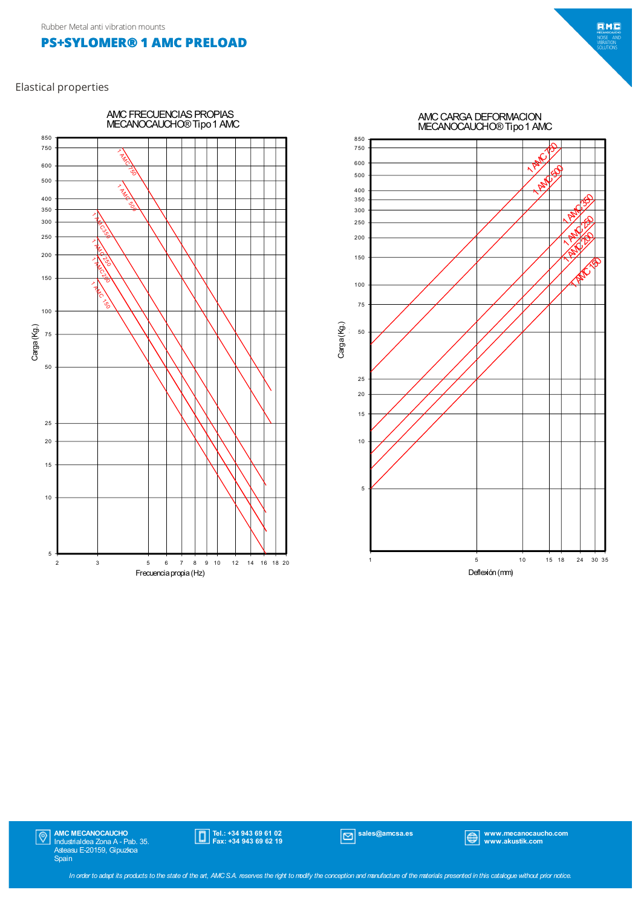Rubber Metal anti vibration mounts

# PS+SYLOMER® 1 AMC PRELOAD

## Elastical properties

AMC FRECUENCIAS PROPIAS
MECANOCAUCHO® Tipo 1 AMC

Carga (Kg.)

850
750
600
500
400
350
300
250
200
150
100
75
50
25
20
15
10
5

1 AMC 750
1 AMC 500
1 AMC 350
1 AMC 250
1 AMC 200
1 AMC 150

2 3 5 6 7 8 9 10 12 14 16 18 20

Frecuencia propia (Hz)

AMC CARGA DEFORMACION
MECANOCAUCHO® Tipo 1 AMC

Carga (Kg.)

850
750
600
500
400
350
300
250
200
150
100
75
50
25
20
15
10
5

1 AMC 750
1 AMC 500
1 AMC 350
1 AMC 250
1 AMC 200
1 AMC 150

1 5 10 15 18 24 30 35

Deflexión (mm)

**AMC MECANOCAUCHO**
Industrialdea Zona A - Pab. 35.
Asteasu E-20159, Gipuzkoa
Spain

**Tel.: +34 943 69 61 02**
**Fax: +34 943 69 62 19**

**sales@amcsa.es**

**www.mecanocaucho.com**
**www.akustik.com**

*In order to adapt its products to the state of the art, AMC S.A. reserves the right to modify the conception and manufacture of the materials presented in this catalogue without prior notice.*